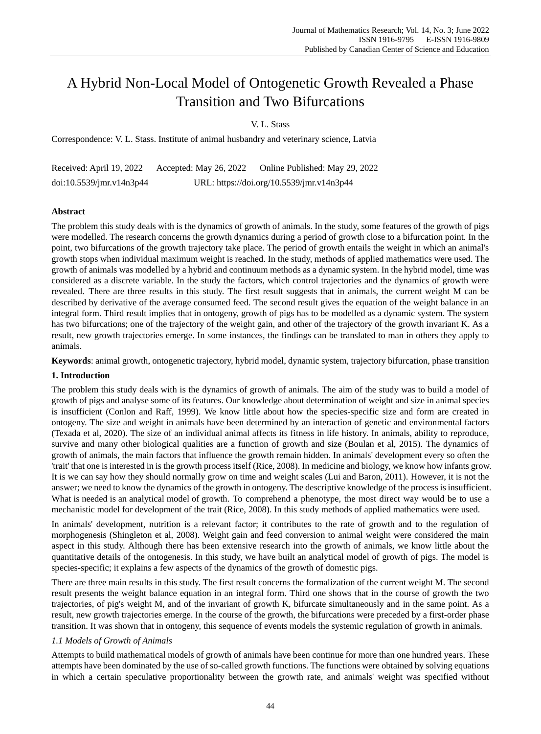# A Hybrid Non-Local Model of Ontogenetic Growth Revealed a Phase Transition and Two Bifurcations

V. L. Stass

Correspondence: V. L. Stass. Institute of animal husbandry and veterinary science, Latvia

Received: April 19, 2022 Accepted: May 26, 2022 Online Published: May 29, 2022

doi:10.5539/jmr.v14n3p44 URL: https://doi.org/10.5539/jmr.v14n3p44

## Abstract

The problem this study deals with is the dynamics of growth of animals. In the study, some features of the growth of pigs were modelled. The research concerns the growth dynamics during a period of growth close to a bifurcation point. In the point, two bifurcations of the growth trajectory take place. The period of growth entails the weight in which an animal's growth stops when individual maximum weight is reached. In the study, methods of applied mathematics were used. The growth of animals was modelled by a hybrid and continuum methods as a dynamic system. In the hybrid model, time was considered as a discrete variable. In the study the factors, which control trajectories and the dynamics of growth were revealed. There are three results in this study. The first result suggests that in animals, the current weight M can be described by derivative of the average consumed feed. The second result gives the equation of the weight balance in an integral form. Third result implies that in ontogeny, growth of pigs has to be modelled as a dynamic system. The system has two bifurcations; one of the trajectory of the weight gain, and other of the trajectory of the growth invariant K. As a result, new growth trajectories emerge. In some instances, the findings can be translated to man in others they apply to animals.

**Keywords**: animal growth, ontogenetic trajectory, hybrid model, dynamic system, trajectory bifurcation, phase transition

## 1. Introduction

The problem this study deals with is the dynamics of growth of animals. The aim of the study was to build a model of growth of pigs and analyse some of its features. Our knowledge about determination of weight and size in animal species is insufficient (Conlon and Raff, 1999). We know little about how the species-specific size and form are created in ontogeny. The size and weight in animals have been determined by an interaction of genetic and environmental factors (Texada et al, 2020). The size of an individual animal affects its fitness in life history. In animals, ability to reproduce, survive and many other biological qualities are a function of growth and size (Boulan et al, 2015). The dynamics of growth of animals, the main factors that influence the growth remain hidden. In animals' development every so often the 'trait' that one is interested in is the growth process itself (Rice, 2008). In medicine and biology, we know how infants grow. It is we can say how they should normally grow on time and weight scales (Lui and Baron, 2011). However, it is not the answer; we need to know the dynamics of the growth in ontogeny. The descriptive knowledge of the process is insufficient. What is needed is an analytical model of growth. To comprehend a phenotype, the most direct way would be to use a mechanistic model for development of the trait (Rice, 2008). In this study methods of applied mathematics were used.

In animals' development, nutrition is a relevant factor; it contributes to the rate of growth and to the regulation of morphogenesis (Shingleton et al, 2008). Weight gain and feed conversion to animal weight were considered the main aspect in this study. Although there has been extensive research into the growth of animals, we know little about the quantitative details of the ontogenesis. In this study, we have built an analytical model of growth of pigs. The model is species-specific; it explains a few aspects of the dynamics of the growth of domestic pigs.

There are three main results in this study. The first result concerns the formalization of the current weight M. The second result presents the weight balance equation in an integral form. Third one shows that in the course of growth the two trajectories, of pig's weight M, and of the invariant of growth K, bifurcate simultaneously and in the same point. As a result, new growth trajectories emerge. In the course of the growth, the bifurcations were preceded by a first-order phase transition. It was shown that in ontogeny, this sequence of events models the systemic regulation of growth in animals.

### *1.1 Models of Growth of Animals*

Attempts to build mathematical models of growth of animals have been continue for more than one hundred years. These attempts have been dominated by the use of so-called growth functions. The functions were obtained by solving equations in which a certain speculative proportionality between the growth rate, and animals' weight was specified without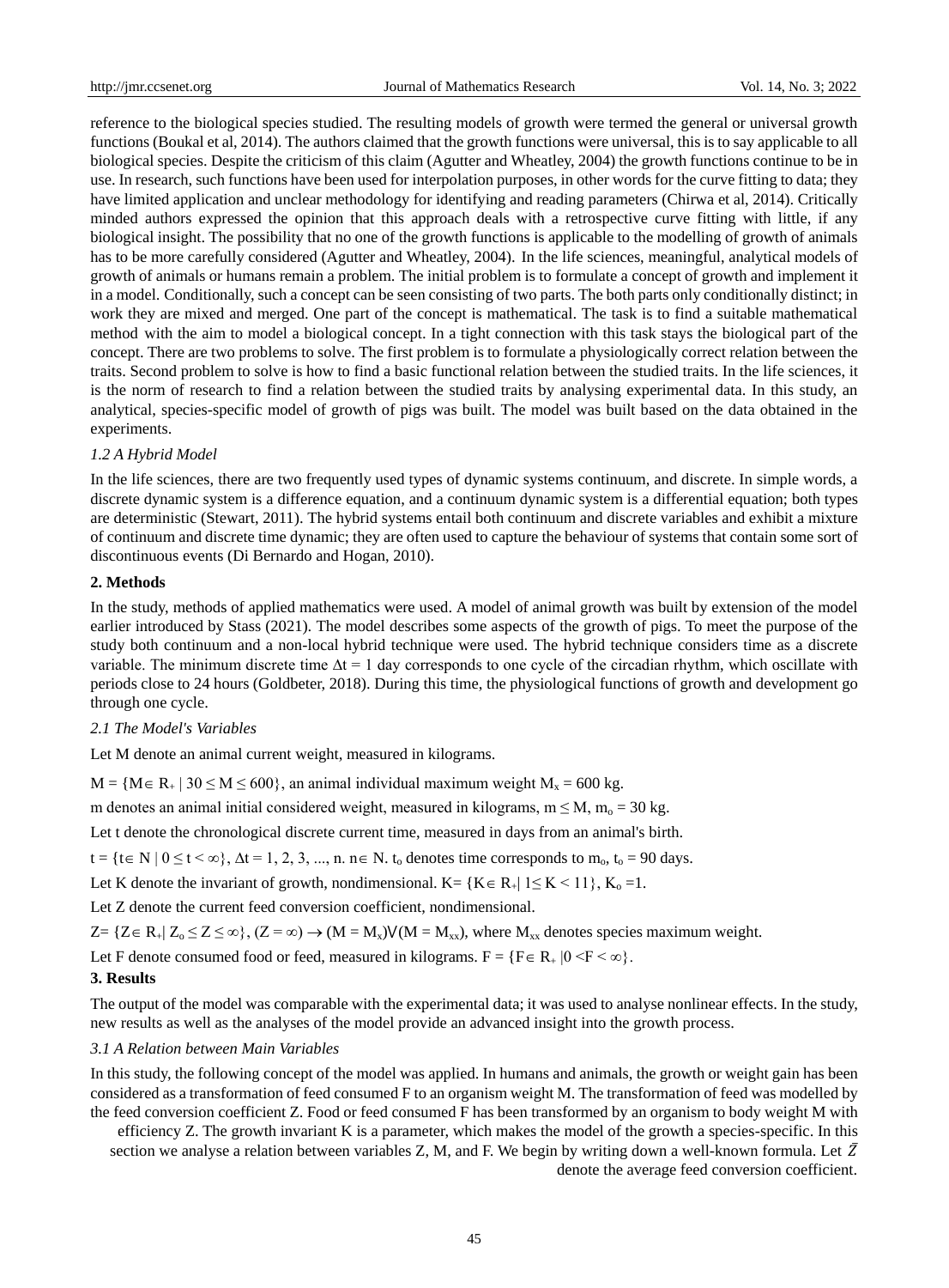reference to the biological species studied. The resulting models of growth were termed the general or universal growth functions (Boukal et al, 2014). The authors claimed that the growth functions were universal, this is to say applicable to all biological species. Despite the criticism of this claim (Agutter and Wheatley, 2004) the growth functions continue to be in use. In research, such functions have been used for interpolation purposes, in other words for the curve fitting to data; they have limited application and unclear methodology for identifying and reading parameters (Chirwa et al, 2014). Critically minded authors expressed the opinion that this approach deals with a retrospective curve fitting with little, if any biological insight. The possibility that no one of the growth functions is applicable to the modelling of growth of animals has to be more carefully considered (Agutter and Wheatley, 2004). In the life sciences, meaningful, analytical models of growth of animals or humans remain a problem. The initial problem is to formulate a concept of growth and implement it in a model. Conditionally, such a concept can be seen consisting of two parts. The both parts only conditionally distinct; in work they are mixed and merged. One part of the concept is mathematical. The task is to find a suitable mathematical method with the aim to model a biological concept. In a tight connection with this task stays the biological part of the concept. There are two problems to solve. The first problem is to formulate a physiologically correct relation between the traits. Second problem to solve is how to find a basic functional relation between the studied traits. In the life sciences, it is the norm of research to find a relation between the studied traits by analysing experimental data. In this study, an analytical, species-specific model of growth of pigs was built. The model was built based on the data obtained in the experiments.

### *1.2 A Hybrid Model*

In the life sciences, there are two frequently used types of dynamic systems continuum, and discrete. In simple words, a discrete dynamic system is a difference equation, and a continuum dynamic system is a differential equation; both types are deterministic (Stewart, 2011). The hybrid systems entail both continuum and discrete variables and exhibit a mixture of continuum and discrete time dynamic; they are often used to capture the behaviour of systems that contain some sort of discontinuous events (Di Bernardo and Hogan, 2010).

## 2. Methods

In the study, methods of applied mathematics were used. A model of animal growth was built by extension of the model earlier introduced by Stass (2021). The model describes some aspects of the growth of pigs. To meet the purpose of the study both continuum and a non-local hybrid technique were used. The hybrid technique considers time as a discrete variable. The minimum discrete time $\Delta t = 1$ day corresponds to one cycle of the circadian rhythm, which oscillate with periods close to 24 hours (Goldbeter, 2018). During this time, the physiological functions of growth and development go through one cycle.

### *2.1 The Model's Variables*

Let M denote an animal current weight, measured in kilograms.

$M = \{M \in R_+ \mid 30 \leq M \leq 600\}$, an animal individual maximum weight $M_x = 600$ kg.

m denotes an animal initial considered weight, measured in kilograms, $m \leq M$, $m_o = 30$ kg.

Let t denote the chronological discrete current time, measured in days from an animal's birth.

$t = \{t \in N \mid 0 \leq t < \infty\}$, $\Delta t = 1, 2, 3, ..., n.$ $n \in N$. $t_o$ denotes time corresponds to $m_o$, $t_o = 90$ days.

Let K denote the invariant of growth, nondimensional. $K = \{K \in R_+ \mid 1 \leq K < 11\}$, $K_o = 1$.

Let Z denote the current feed conversion coefficient, nondimensional.

$Z = \{Z \in R_+ \mid Z_o \leq Z \leq \infty\}$, $(Z = \infty) \rightarrow (M = M_x) \vee (M = M_{xx})$, where $M_{xx}$ denotes species maximum weight.

Let F denote consumed food or feed, measured in kilograms. $F = \{F \in R_+ \mid 0 < F < \infty\}$.

## 3. Results

The output of the model was comparable with the experimental data; it was used to analyse nonlinear effects. In the study, new results as well as the analyses of the model provide an advanced insight into the growth process.

### *3.1 A Relation between Main Variables*

In this study, the following concept of the model was applied. In humans and animals, the growth or weight gain has been considered as a transformation of feed consumed F to an organism weight M. The transformation of feed was modelled by the feed conversion coefficient Z. Food or feed consumed F has been transformed by an organism to body weight M with efficiency Z. The growth invariant K is a parameter, which makes the model of the growth a species-specific. In this section we analyse a relation between variables Z, M, and F. We begin by writing down a well-known formula. Let $\bar{Z}$ denote the average feed conversion coefficient.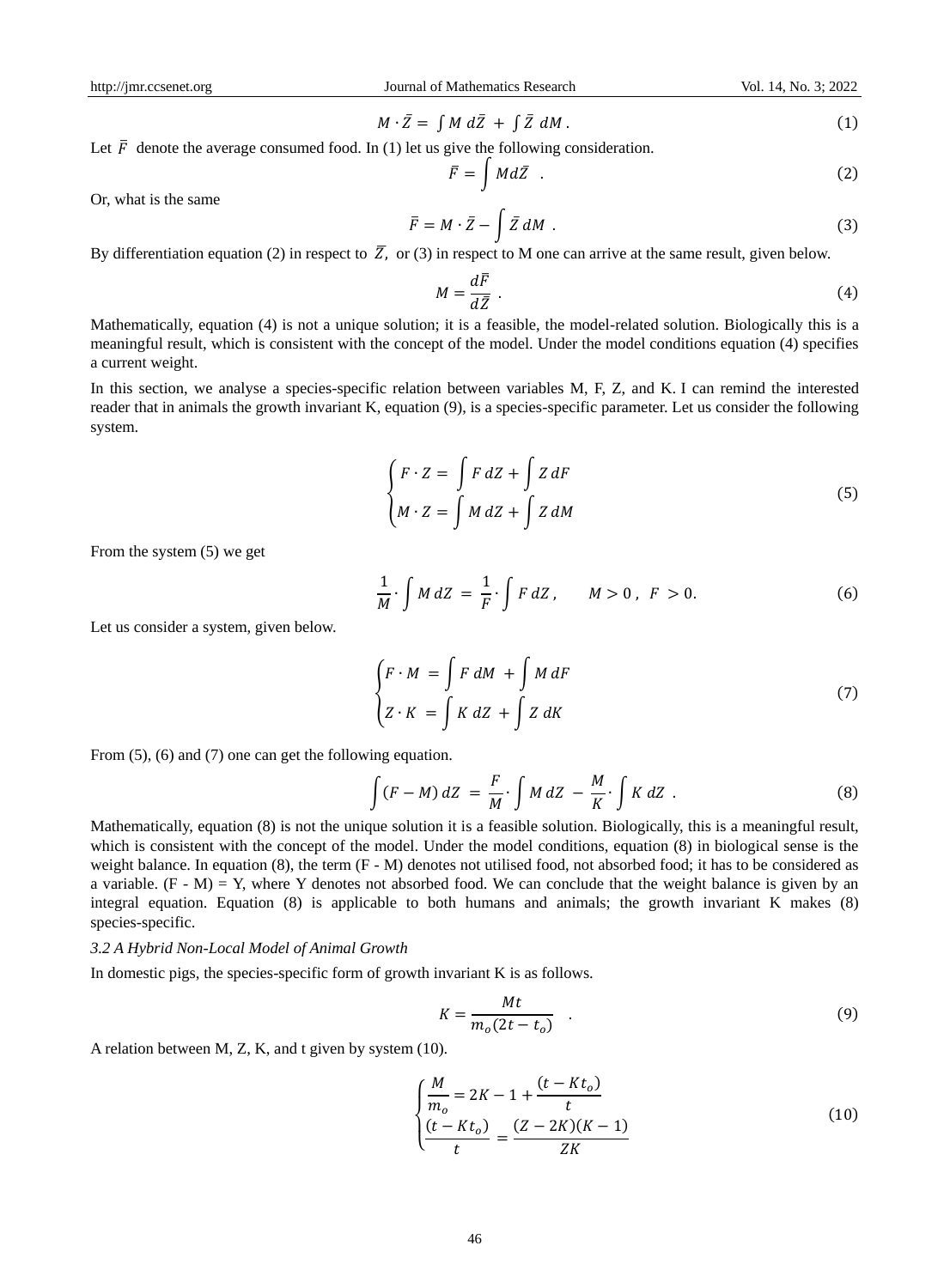$$M \cdot \bar{Z} = \int M \, d\bar{Z} + \int \bar{Z} \, dM . \tag{1}$$

Let $\bar{F}$ denote the average consumed food. In (1) let us give the following consideration.

$$\bar{F} = \int M d\bar{Z} . \tag{2}$$

Or, what is the same

$$\bar{F} = M \cdot \bar{Z} - \int \bar{Z} \, dM . \tag{3}$$

By differentiation equation (2) in respect to $\bar{Z}$, or (3) in respect to M one can arrive at the same result, given below.

$$M = \frac{d\bar{F}}{d\bar{Z}} . \tag{4}$$

Mathematically, equation (4) is not a unique solution; it is a feasible, the model-related solution. Biologically this is a meaningful result, which is consistent with the concept of the model. Under the model conditions equation (4) specifies a current weight.

In this section, we analyse a species-specific relation between variables M, F, Z, and K. I can remind the interested reader that in animals the growth invariant K, equation (9), is a species-specific parameter. Let us consider the following system.

$$\begin{cases} F \cdot Z = \int F \, dZ + \int Z \, dF \\ M \cdot Z = \int M \, dZ + \int Z \, dM \end{cases} \tag{5}$$

From the system (5) we get

$$\frac{1}{M} \cdot \int M \, dZ = \frac{1}{F} \cdot \int F \, dZ , \qquad M > 0 , \; F > 0. \tag{6}$$

Let us consider a system, given below.

$$\begin{cases} F \cdot M = \int F \, dM + \int M \, dF \\ Z \cdot K = \int K \, dZ + \int Z \, dK \end{cases} \tag{7}$$

From (5), (6) and (7) one can get the following equation.

$$\int (F - M) \, dZ = \frac{F}{M} \cdot \int M \, dZ - \frac{M}{K} \cdot \int K \, dZ . \tag{8}$$

Mathematically, equation (8) is not the unique solution it is a feasible solution. Biologically, this is a meaningful result, which is consistent with the concept of the model. Under the model conditions, equation (8) in biological sense is the weight balance. In equation (8), the term (F - M) denotes not utilised food, not absorbed food; it has to be considered as a variable. (F - M) = Y, where Y denotes not absorbed food. We can conclude that the weight balance is given by an integral equation. Equation (8) is applicable to both humans and animals; the growth invariant K makes (8) species-specific.

### *3.2 A Hybrid Non-Local Model of Animal Growth*

In domestic pigs, the species-specific form of growth invariant K is as follows.

$$K = \frac{Mt}{m_o(2t - t_o)} . \tag{9}$$

A relation between M, Z, K, and t given by system (10).

$$\begin{cases} \dfrac{M}{m_o} = 2K - 1 + \dfrac{(t - Kt_o)}{t} \\ \dfrac{(t - Kt_o)}{t} = \dfrac{(Z - 2K)(K - 1)}{ZK} \end{cases} \tag{10}$$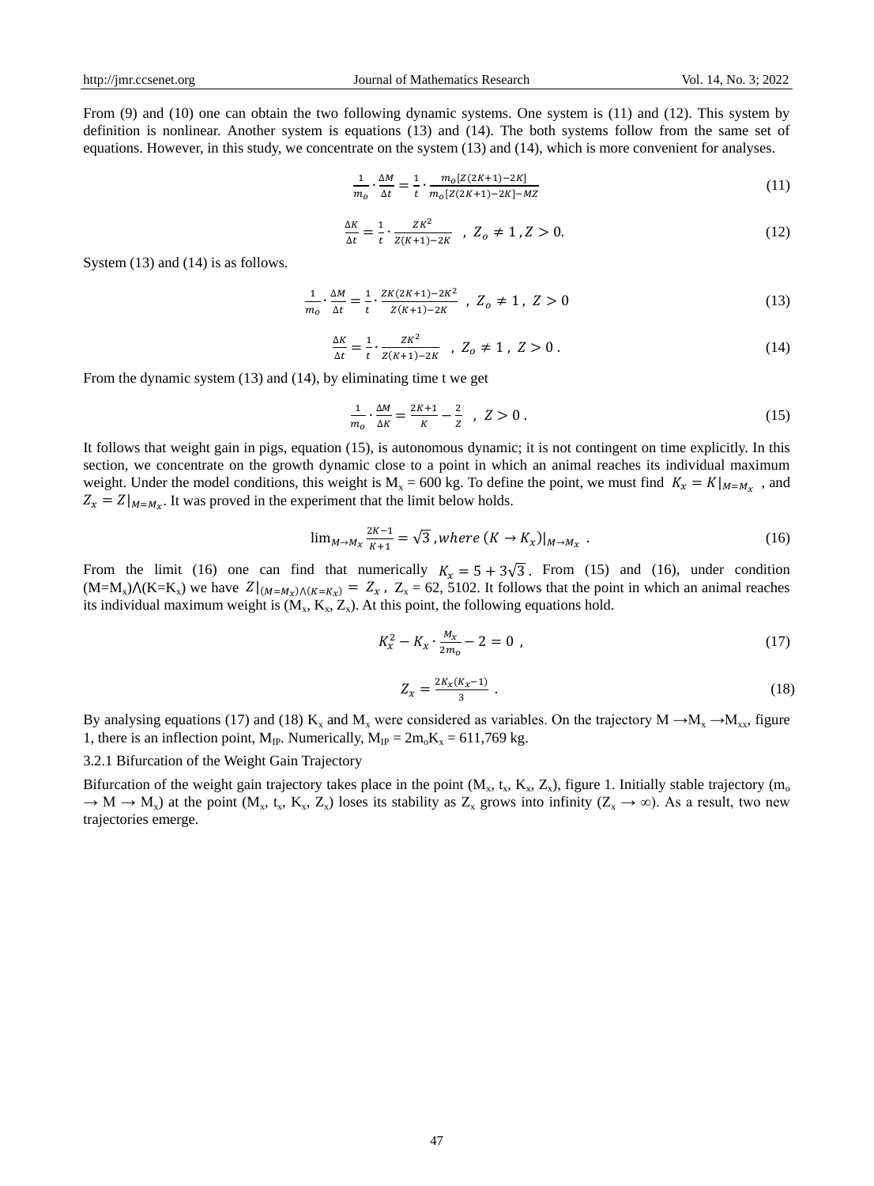From (9) and (10) one can obtain the two following dynamic systems. One system is (11) and (12). This system by definition is nonlinear. Another system is equations (13) and (14). The both systems follow from the same set of equations. However, in this study, we concentrate on the system (13) and (14), which is more convenient for analyses.

$$\frac{1}{m_o} \cdot \frac{\Delta M}{\Delta t} = \frac{1}{t} \cdot \frac{m_o[Z(2K+1)-2K]}{m_o[Z(2K+1)-2K]-MZ} \tag{11}$$

$$\frac{\Delta K}{\Delta t} = \frac{1}{t} \cdot \frac{ZK^2}{Z(K+1)-2K} \quad , \; Z_o \neq 1 \, , Z > 0. \tag{12}$$

System (13) and (14) is as follows.

$$\frac{1}{m_o} \cdot \frac{\Delta M}{\Delta t} = \frac{1}{t} \cdot \frac{ZK(2K+1)-2K^2}{Z(K+1)-2K} \quad , \; Z_o \neq 1 \, , \; Z > 0 \tag{13}$$

$$\frac{\Delta K}{\Delta t} = \frac{1}{t} \cdot \frac{ZK^2}{Z(K+1)-2K} \quad , \; Z_o \neq 1 \, , \; Z > 0 \, . \tag{14}$$

From the dynamic system (13) and (14), by eliminating time t we get

$$\frac{1}{m_o} \cdot \frac{\Delta M}{\Delta K} = \frac{2K+1}{K} - \frac{2}{Z} \quad , \; Z > 0 \, . \tag{15}$$

It follows that weight gain in pigs, equation (15), is autonomous dynamic; it is not contingent on time explicitly. In this section, we concentrate on the growth dynamic close to a point in which an animal reaches its individual maximum weight. Under the model conditions, this weight is $M_x$ = 600 kg. To define the point, we must find $K_x = K|_{M=M_x}$ , and $Z_x = Z|_{M=M_x}$. It was proved in the experiment that the limit below holds.

$$\lim_{M \to M_x} \frac{2K-1}{K+1} = \sqrt{3} \, , where \; (K \to K_x)|_{M \to M_x} \; . \tag{16}$$

From the limit (16) one can find that numerically $K_x = 5 + 3\sqrt{3}$. From (15) and (16), under condition $(M=M_x) \wedge (K=K_x)$ we have $Z|_{(M=M_x) \wedge (K=K_x)} = Z_x$ , $Z_x$ = 62, 5102. It follows that the point in which an animal reaches its individual maximum weight is ($M_x$, $K_x$, $Z_x$). At this point, the following equations hold.

$$K_x^2 - K_x \cdot \frac{M_x}{2m_o} - 2 = 0 \; , \tag{17}$$

$$Z_x = \frac{2K_x(K_x-1)}{3} \; . \tag{18}$$

By analysing equations (17) and (18) $K_x$ and $M_x$ were considered as variables. On the trajectory $M \to M_x \to M_{xx}$, figure 1, there is an inflection point, $M_{IP}$. Numerically, $M_{IP} = 2m_oK_x$ = 611,769 kg.

### 3.2.1 Bifurcation of the Weight Gain Trajectory

Bifurcation of the weight gain trajectory takes place in the point ($M_x$, $t_x$, $K_x$, $Z_x$), figure 1. Initially stable trajectory ($m_o \to M \to M_x$) at the point ($M_x$, $t_x$, $K_x$, $Z_x$) loses its stability as $Z_x$ grows into infinity ($Z_x \to \infty$). As a result, two new trajectories emerge.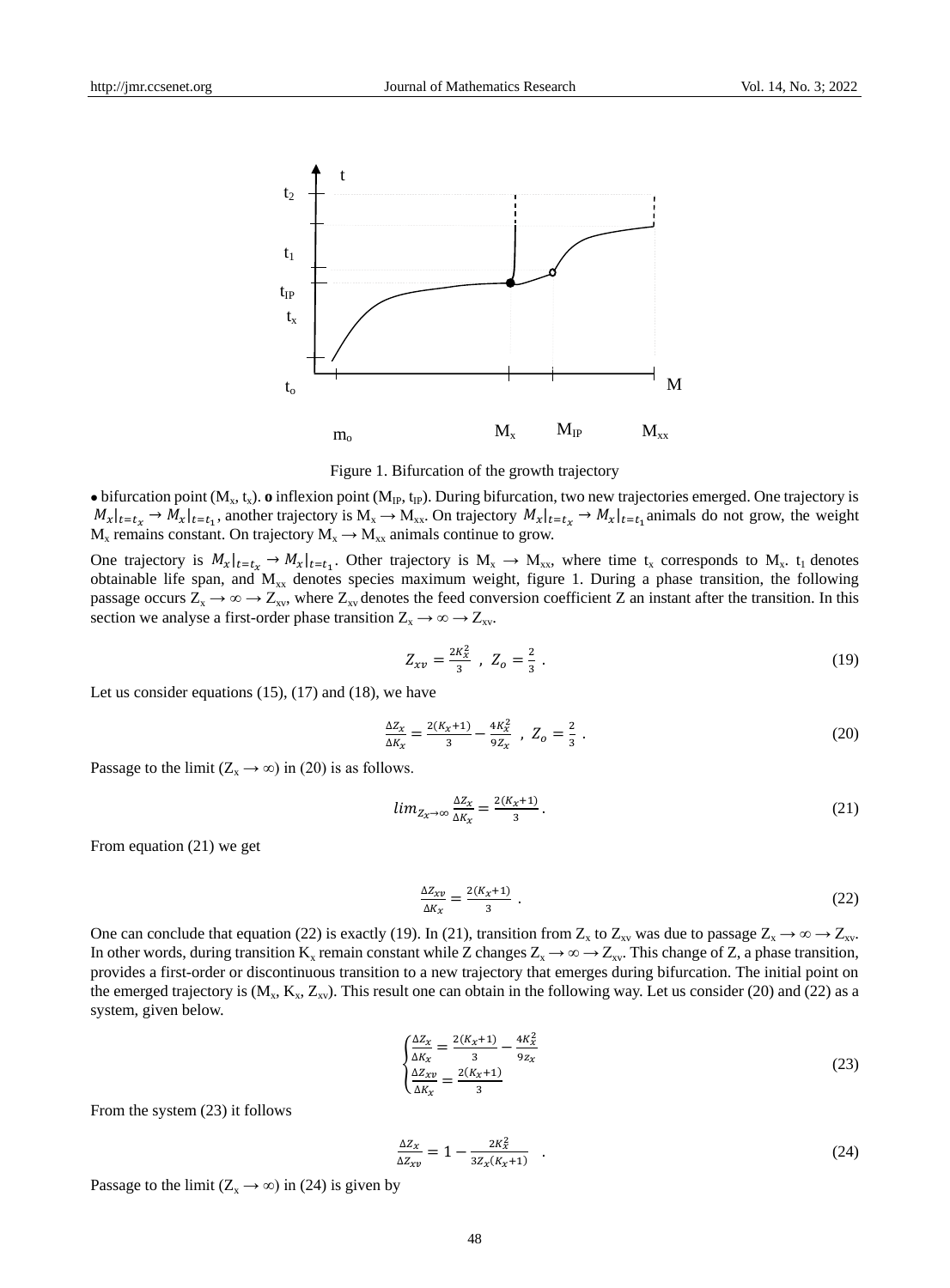Figure 1. Bifurcation of the growth trajectory

• bifurcation point ($M_x$, $t_x$). **o** inflexion point ($M_{IP}$, $t_{IP}$). During bifurcation, two new trajectories emerged. One trajectory is $M_x|_{t=t_x} \rightarrow M_x|_{t=t_1}$, another trajectory is $M_x \rightarrow M_{xx}$. On trajectory $M_x|_{t=t_x} \rightarrow M_x|_{t=t_1}$ animals do not grow, the weight $M_x$ remains constant. On trajectory $M_x \rightarrow M_{xx}$ animals continue to grow.

One trajectory is $M_x|_{t=t_x} \rightarrow M_x|_{t=t_1}$. Other trajectory is $M_x \rightarrow M_{xx}$, where time $t_x$ corresponds to $M_x$. $t_1$ denotes obtainable life span, and $M_{xx}$ denotes species maximum weight, figure 1. During a phase transition, the following passage occurs $Z_x \rightarrow \infty \rightarrow Z_{xv}$, where $Z_{xv}$ denotes the feed conversion coefficient Z an instant after the transition. In this section we analyse a first-order phase transition $Z_x \rightarrow \infty \rightarrow Z_{xv}$.

$$Z_{xv} = \frac{2K_x^2}{3} \ , \ Z_o = \frac{2}{3} \ . \tag{19}$$

Let us consider equations (15), (17) and (18), we have

$$\frac{\Delta Z_x}{\Delta K_x} = \frac{2(K_x+1)}{3} - \frac{4K_x^2}{9Z_x} \ , \ Z_o = \frac{2}{3} \ . \tag{20}$$

Passage to the limit ($Z_x \rightarrow \infty$) in (20) is as follows.

$$lim_{Z_x \rightarrow \infty} \frac{\Delta Z_x}{\Delta K_x} = \frac{2(K_x+1)}{3} . \tag{21}$$

From equation (21) we get

$$\frac{\Delta Z_{xv}}{\Delta K_x} = \frac{2(K_x+1)}{3} \ . \tag{22}$$

One can conclude that equation (22) is exactly (19). In (21), transition from $Z_x$ to $Z_{xv}$ was due to passage $Z_x \rightarrow \infty \rightarrow Z_{xv}$. In other words, during transition $K_x$ remain constant while Z changes $Z_x \rightarrow \infty \rightarrow Z_{xv}$. This change of Z, a phase transition, provides a first-order or discontinuous transition to a new trajectory that emerges during bifurcation. The initial point on the emerged trajectory is ($M_x$, $K_x$, $Z_{xv}$). This result one can obtain in the following way. Let us consider (20) and (22) as a system, given below.

$$\begin{cases} \frac{\Delta Z_x}{\Delta K_x} = \frac{2(K_x+1)}{3} - \frac{4K_x^2}{9z_x} \\ \frac{\Delta Z_{xv}}{\Delta K_x} = \frac{2(K_x+1)}{3} \end{cases} \tag{23}$$

From the system (23) it follows

$$\frac{\Delta Z_x}{\Delta Z_{xv}} = 1 - \frac{2K_x^2}{3Z_x(K_x+1)} \ . \tag{24}$$

Passage to the limit ($Z_x \rightarrow \infty$) in (24) is given by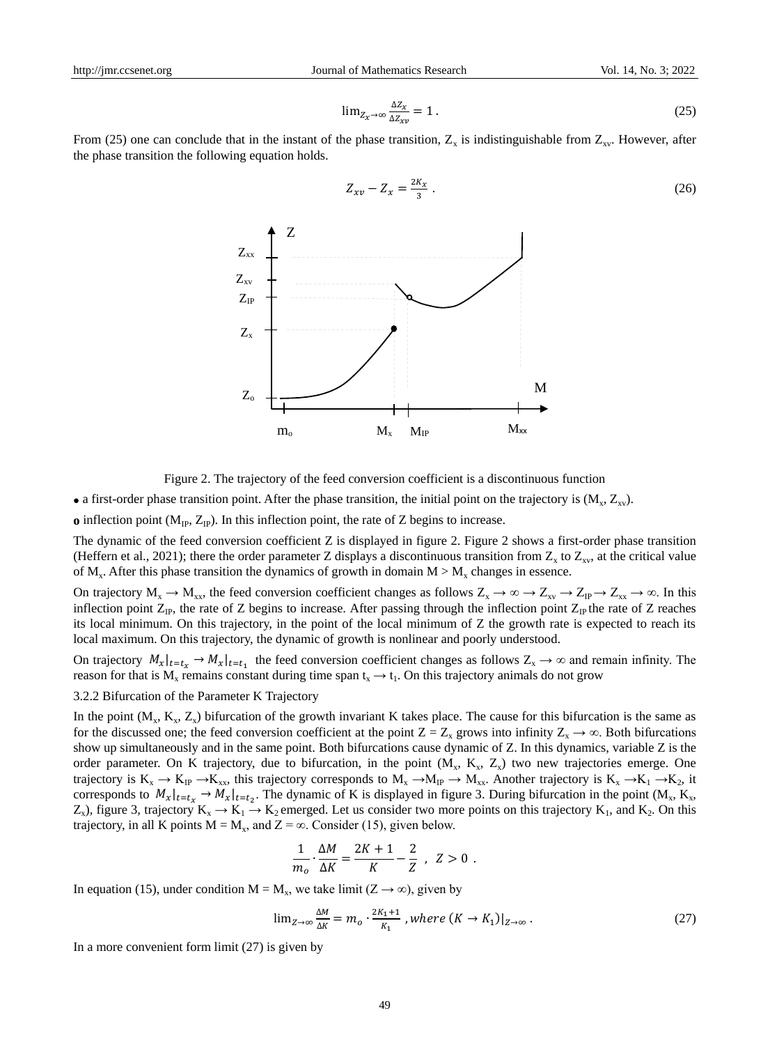$$\lim_{Z_x \to \infty} \frac{\Delta Z_x}{\Delta Z_{xv}} = 1 \,. \tag{25}$$

From (25) one can conclude that in the instant of the phase transition, $Z_x$ is indistinguishable from $Z_{xv}$. However, after the phase transition the following equation holds.

$$Z_{xv} - Z_x = \frac{2K_x}{3} \,. \tag{26}$$

Figure 2. The trajectory of the feed conversion coefficient is a discontinuous function

• a first-order phase transition point. After the phase transition, the initial point on the trajectory is ($M_x$, $Z_{xv}$).

**o** inflection point ($M_{IP}$, $Z_{IP}$). In this inflection point, the rate of Z begins to increase.

The dynamic of the feed conversion coefficient Z is displayed in figure 2. Figure 2 shows a first-order phase transition (Heffern et al., 2021); there the order parameter Z displays a discontinuous transition from $Z_x$ to $Z_{xv}$, at the critical value of $M_x$. After this phase transition the dynamics of growth in domain $M > M_x$ changes in essence.

On trajectory $M_x \to M_{xx}$, the feed conversion coefficient changes as follows $Z_x \to \infty \to Z_{xv} \to Z_{IP} \to Z_{xx} \to \infty$. In this inflection point $Z_{IP}$, the rate of Z begins to increase. After passing through the inflection point $Z_{IP}$ the rate of Z reaches its local minimum. On this trajectory, in the point of the local minimum of Z the growth rate is expected to reach its local maximum. On this trajectory, the dynamic of growth is nonlinear and poorly understood.

On trajectory $M_x|_{t=t_x} \to M_x|_{t=t_1}$ the feed conversion coefficient changes as follows $Z_x \to \infty$ and remain infinity. The reason for that is $M_x$ remains constant during time span $t_x \to t_1$. On this trajectory animals do not grow

3.2.2 Bifurcation of the Parameter K Trajectory

In the point ($M_x$, $K_x$, $Z_x$) bifurcation of the growth invariant K takes place. The cause for this bifurcation is the same as for the discussed one; the feed conversion coefficient at the point $Z = Z_x$ grows into infinity $Z_x \to \infty$. Both bifurcations show up simultaneously and in the same point. Both bifurcations cause dynamic of Z. In this dynamics, variable Z is the order parameter. On K trajectory, due to bifurcation, in the point ($M_x$, $K_x$, $Z_x$) two new trajectories emerge. One trajectory is $K_x \to K_{IP} \to K_{xx}$, this trajectory corresponds to $M_x \to M_{IP} \to M_{xx}$. Another trajectory is $K_x \to K_1 \to K_2$, it corresponds to $M_x|_{t=t_x} \to M_x|_{t=t_2}$. The dynamic of K is displayed in figure 3. During bifurcation in the point ($M_x$, $K_x$, $Z_x$), figure 3, trajectory $K_x \to K_1 \to K_2$ emerged. Let us consider two more points on this trajectory $K_1$, and $K_2$. On this trajectory, in all K points $M = M_x$, and $Z = \infty$. Consider (15), given below.

$$\frac{1}{m_o} \cdot \frac{\Delta M}{\Delta K} = \frac{2K+1}{K} - \frac{2}{Z} \;,\; Z > 0 \;.$$

In equation (15), under condition $M = M_x$, we take limit ($Z \to \infty$), given by

$$\lim_{Z \to \infty} \frac{\Delta M}{\Delta K} = m_o \cdot \frac{2K_1 + 1}{K_1} \;, where\; (K \to K_1)|_{Z \to \infty} \,. \tag{27}$$

In a more convenient form limit (27) is given by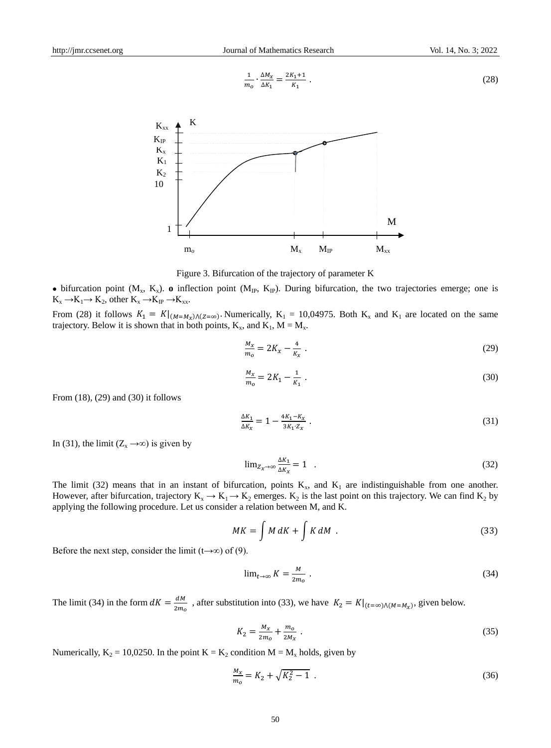$$\frac{1}{m_o} \cdot \frac{\Delta M_x}{\Delta K_1} = \frac{2K_1+1}{K_1} \ . \tag{28}$$

Figure 3. Bifurcation of the trajectory of parameter K

• bifurcation point ($M_x$, $K_x$). **o** inflection point ($M_{IP}$, $K_{IP}$). During bifurcation, the two trajectories emerge; one is $K_x \rightarrow K_1 \rightarrow K_2$, other $K_x \rightarrow K_{IP} \rightarrow K_{xx}$.

From (28) it follows $K_1 = K|_{(M=M_x)\wedge(Z=\infty)}$. Numerically, $K_1$ = 10,04975. Both $K_x$ and $K_1$ are located on the same trajectory. Below it is shown that in both points, $K_x$, and $K_1$, $M = M_x$.

$$\frac{M_x}{m_o} = 2K_x - \frac{4}{K_x} \ . \tag{29}$$

$$\frac{M_x}{m_o} = 2K_1 - \frac{1}{K_1} \ . \tag{30}$$

From (18), (29) and (30) it follows

$$\frac{\Delta K_1}{\Delta K_x} = 1 - \frac{4K_1 - K_x}{3K_1 \cdot Z_x} \ . \tag{31}$$

In (31), the limit ($Z_x \rightarrow \infty$) is given by

$$\lim_{Z_x \rightarrow \infty} \frac{\Delta K_1}{\Delta K_x} = 1 \ . \tag{32}$$

The limit (32) means that in an instant of bifurcation, points $K_x$, and $K_1$ are indistinguishable from one another. However, after bifurcation, trajectory $K_x \rightarrow K_1 \rightarrow K_2$ emerges. $K_2$ is the last point on this trajectory. We can find $K_2$ by applying the following procedure. Let us consider a relation between M, and K.

$$MK = \int M\,dK + \int K\,dM \ . \tag{33}$$

Before the next step, consider the limit ($t\rightarrow\infty$) of (9).

$$\lim_{t \rightarrow \infty} K = \frac{M}{2m_o} \ . \tag{34}$$

The limit (34) in the form $dK = \frac{dM}{2m_o}$ , after substitution into (33), we have $K_2 = K|_{(t=\infty)\wedge(M=M_x)}$, given below.

$$K_2 = \frac{M_x}{2m_o} + \frac{m_o}{2M_x} \ . \tag{35}$$

Numerically, $K_2$ = 10,0250. In the point $K = K_2$ condition $M = M_x$ holds, given by

$$\frac{M_x}{m_o} = K_2 + \sqrt{K_2^2 - 1} \ . \tag{36}$$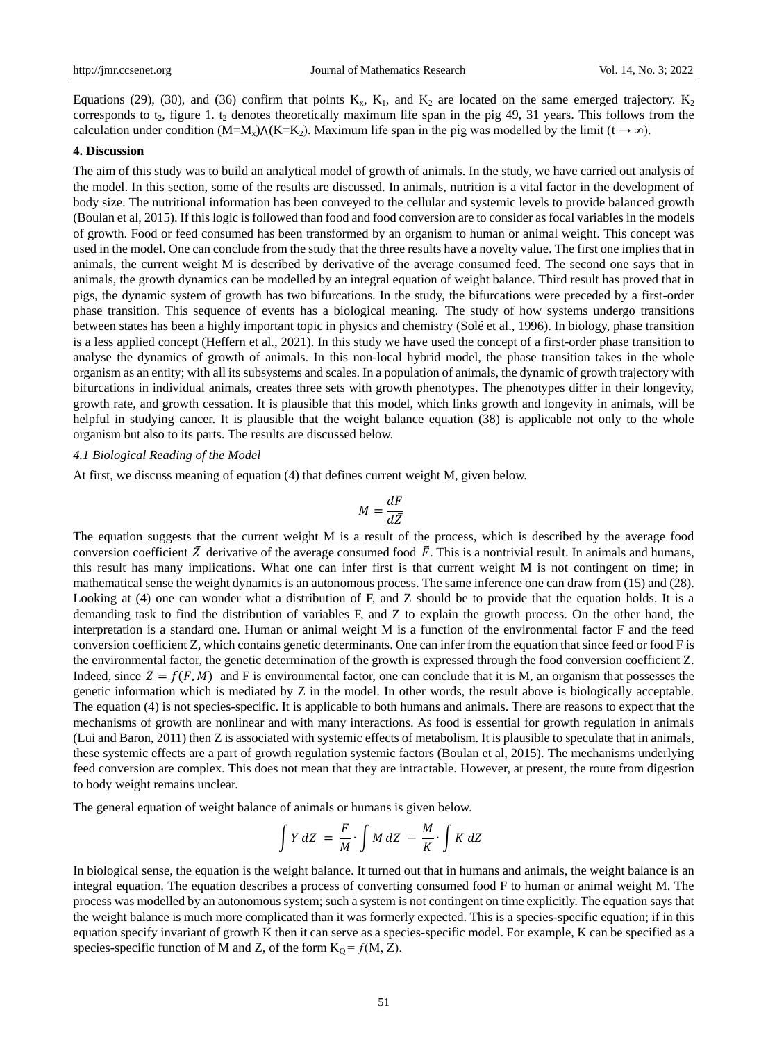Equations (29), (30), and (36) confirm that points $K_x$, $K_1$, and $K_2$ are located on the same emerged trajectory. $K_2$ corresponds to $t_2$, figure 1. $t_2$ denotes theoretically maximum life span in the pig 49, 31 years. This follows from the calculation under condition $(M=M_x)\wedge(K=K_2)$. Maximum life span in the pig was modelled by the limit $(t \rightarrow \infty)$.

**4. Discussion**

The aim of this study was to build an analytical model of growth of animals. In the study, we have carried out analysis of the model. In this section, some of the results are discussed. In animals, nutrition is a vital factor in the development of body size. The nutritional information has been conveyed to the cellular and systemic levels to provide balanced growth (Boulan et al, 2015). If this logic is followed than food and food conversion are to consider as focal variables in the models of growth. Food or feed consumed has been transformed by an organism to human or animal weight. This concept was used in the model. One can conclude from the study that the three results have a novelty value. The first one implies that in animals, the current weight M is described by derivative of the average consumed feed. The second one says that in animals, the growth dynamics can be modelled by an integral equation of weight balance. Third result has proved that in pigs, the dynamic system of growth has two bifurcations. In the study, the bifurcations were preceded by a first-order phase transition. This sequence of events has a biological meaning. The study of how systems undergo transitions between states has been a highly important topic in physics and chemistry (Solé et al., 1996). In biology, phase transition is a less applied concept (Heffern et al., 2021). In this study we have used the concept of a first-order phase transition to analyse the dynamics of growth of animals. In this non-local hybrid model, the phase transition takes in the whole organism as an entity; with all its subsystems and scales. In a population of animals, the dynamic of growth trajectory with bifurcations in individual animals, creates three sets with growth phenotypes. The phenotypes differ in their longevity, growth rate, and growth cessation. It is plausible that this model, which links growth and longevity in animals, will be helpful in studying cancer. It is plausible that the weight balance equation (38) is applicable not only to the whole organism but also to its parts. The results are discussed below.

*4.1 Biological Reading of the Model*

At first, we discuss meaning of equation (4) that defines current weight M, given below.

$$M = \frac{d\bar{F}}{d\bar{Z}}$$

The equation suggests that the current weight M is a result of the process, which is described by the average food conversion coefficient $\bar{Z}$ derivative of the average consumed food $\bar{F}$. This is a nontrivial result. In animals and humans, this result has many implications. What one can infer first is that current weight M is not contingent on time; in mathematical sense the weight dynamics is an autonomous process. The same inference one can draw from (15) and (28). Looking at (4) one can wonder what a distribution of F, and Z should be to provide that the equation holds. It is a demanding task to find the distribution of variables F, and Z to explain the growth process. On the other hand, the interpretation is a standard one. Human or animal weight M is a function of the environmental factor F and the feed conversion coefficient Z, which contains genetic determinants. One can infer from the equation that since feed or food F is the environmental factor, the genetic determination of the growth is expressed through the food conversion coefficient Z. Indeed, since $\bar{Z} = f(F, M)$ and F is environmental factor, one can conclude that it is M, an organism that possesses the genetic information which is mediated by Z in the model. In other words, the result above is biologically acceptable. The equation (4) is not species-specific. It is applicable to both humans and animals. There are reasons to expect that the mechanisms of growth are nonlinear and with many interactions. As food is essential for growth regulation in animals (Lui and Baron, 2011) then Z is associated with systemic effects of metabolism. It is plausible to speculate that in animals, these systemic effects are a part of growth regulation systemic factors (Boulan et al, 2015). The mechanisms underlying feed conversion are complex. This does not mean that they are intractable. However, at present, the route from digestion to body weight remains unclear.

The general equation of weight balance of animals or humans is given below.

$$\int Y\, dZ = \frac{F}{M} \cdot \int M\, dZ - \frac{M}{K} \cdot \int K\, dZ$$

In biological sense, the equation is the weight balance. It turned out that in humans and animals, the weight balance is an integral equation. The equation describes a process of converting consumed food F to human or animal weight M. The process was modelled by an autonomous system; such a system is not contingent on time explicitly. The equation says that the weight balance is much more complicated than it was formerly expected. This is a species-specific equation; if in this equation specify invariant of growth K then it can serve as a species-specific model. For example, K can be specified as a species-specific function of M and Z, of the form $K_Q = f(M, Z)$.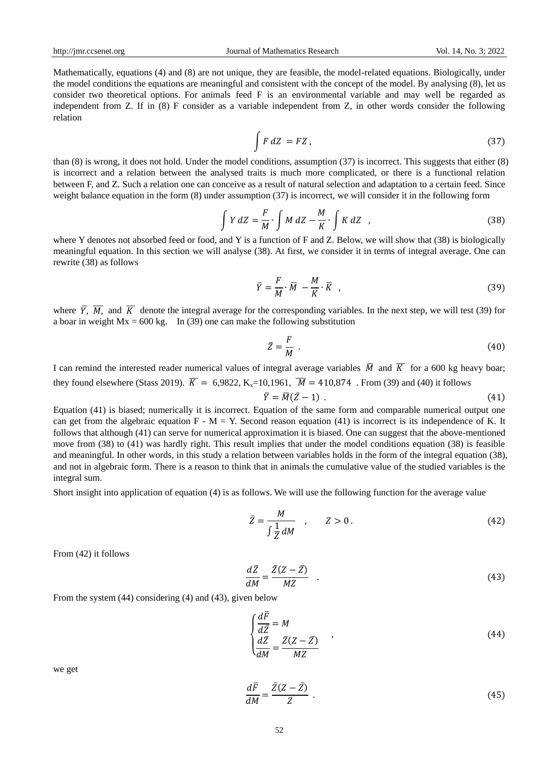Mathematically, equations (4) and (8) are not unique, they are feasible, the model-related equations. Biologically, under the model conditions the equations are meaningful and consistent with the concept of the model. By analysing (8), let us consider two theoretical options. For animals feed F is an environmental variable and may well be regarded as independent from Z. If in (8) F consider as a variable independent from Z, in other words consider the following relation

$$\int F\, dZ = FZ\,, \tag{37}$$

than (8) is wrong, it does not hold. Under the model conditions, assumption (37) is incorrect. This suggests that either (8) is incorrect and a relation between the analysed traits is much more complicated, or there is a functional relation between F, and Z. Such a relation one can conceive as a result of natural selection and adaptation to a certain feed. Since weight balance equation in the form (8) under assumption (37) is incorrect, we will consider it in the following form

$$\int Y\, dZ = \frac{F}{M} \cdot \int M\, dZ - \frac{M}{K} \cdot \int K\, dZ \quad , \tag{38}$$

where Y denotes not absorbed feed or food, and Y is a function of F and Z. Below, we will show that (38) is biologically meaningful equation. In this section we will analyse (38). At first, we consider it in terms of integral average. One can rewrite (38) as follows

$$\bar{Y} = \frac{F}{M} \cdot \bar{M} - \frac{M}{K} \cdot \bar{K} \quad , \tag{39}$$

where $\bar{Y}$, $\bar{M}$, and $\bar{K}$ denote the integral average for the corresponding variables. In the next step, we will test (39) for a boar in weight Mx = 600 kg. In (39) one can make the following substitution

$$\bar{Z} = \frac{F}{M} \ . \tag{40}$$

I can remind the interested reader numerical values of integral average variables $\bar{M}$ and $\bar{K}$ for a 600 kg heavy boar; they found elsewhere (Stass 2019). $\bar{K} = 6{,}9822$, $K_x$=10,1961, $\bar{M} = 410{,}874$ . From (39) and (40) it follows

$$\bar{Y} = \bar{M}(\bar{Z} - 1) \ . \tag{41}$$

Equation (41) is biased; numerically it is incorrect. Equation of the same form and comparable numerical output one can get from the algebraic equation F - M = Y. Second reason equation (41) is incorrect is its independence of K. It follows that although (41) can serve for numerical approximation it is biased. One can suggest that the above-mentioned move from (38) to (41) was hardly right. This result implies that under the model conditions equation (38) is feasible and meaningful. In other words, in this study a relation between variables holds in the form of the integral equation (38), and not in algebraic form. There is a reason to think that in animals the cumulative value of the studied variables is the integral sum.

Short insight into application of equation (4) is as follows. We will use the following function for the average value

$$\bar{Z} = \frac{M}{\int \frac{1}{Z} dM} \quad , \qquad Z > 0\,. \tag{42}$$

From (42) it follows

$$\frac{d\bar{Z}}{dM} = \frac{\bar{Z}(Z - \bar{Z})}{MZ} \quad . \tag{43}$$

From the system (44) considering (4) and (43), given below

$$\begin{cases} \dfrac{d\bar{F}}{d\bar{Z}} = M \\ \dfrac{d\bar{Z}}{dM} = \dfrac{\bar{Z}(Z - \bar{Z})}{MZ} \end{cases} \quad , \tag{44}$$

we get

$$\frac{d\bar{F}}{dM} = \frac{\bar{Z}(Z - \bar{Z})}{Z} \ . \tag{45}$$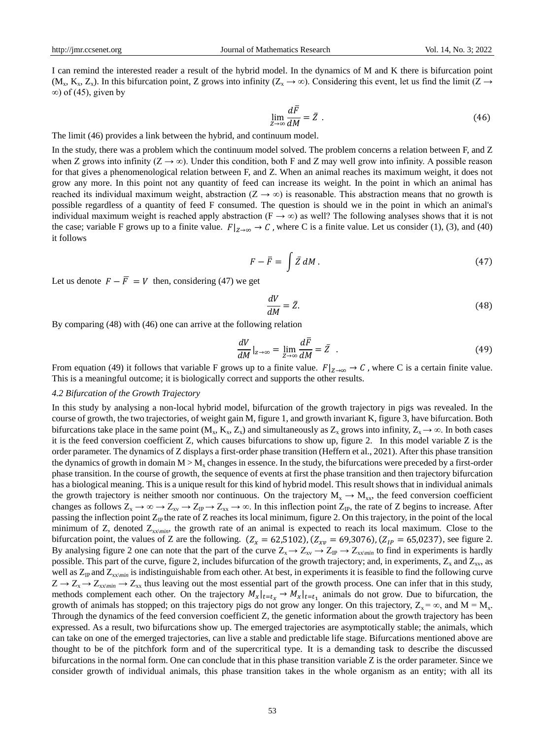I can remind the interested reader a result of the hybrid model. In the dynamics of M and K there is bifurcation point ($M_x$, $K_x$, $Z_x$). In this bifurcation point, Z grows into infinity ($Z_x \to \infty$). Considering this event, let us find the limit ($Z \to \infty$) of (45), given by

$$\lim_{Z \to \infty} \frac{d\bar{F}}{dM} = \bar{Z} \ . \tag{46}$$

The limit (46) provides a link between the hybrid, and continuum model.

In the study, there was a problem which the continuum model solved. The problem concerns a relation between F, and Z when Z grows into infinity ($Z \to \infty$). Under this condition, both F and Z may well grow into infinity. A possible reason for that gives a phenomenological relation between F, and Z. When an animal reaches its maximum weight, it does not grow any more. In this point not any quantity of feed can increase its weight. In the point in which an animal has reached its individual maximum weight, abstraction ($Z \to \infty$) is reasonable. This abstraction means that no growth is possible regardless of a quantity of feed F consumed. The question is should we in the point in which an animal's individual maximum weight is reached apply abstraction ($F \to \infty$) as well? The following analyses shows that it is not the case; variable F grows up to a finite value. $F|_{Z\to\infty} \to C$ , where C is a finite value. Let us consider (1), (3), and (40) it follows

$$F - \bar{F} = \int \bar{Z} \, dM \, . \tag{47}$$

Let us denote $F - \bar{F} = V$ then, considering (47) we get

$$\frac{dV}{dM} = \bar{Z}. \tag{48}$$

By comparing (48) with (46) one can arrive at the following relation

$$\frac{dV}{dM}|_{Z\to\infty} = \lim_{Z\to\infty} \frac{d\bar{F}}{dM} = \bar{Z} \ . \tag{49}$$

From equation (49) it follows that variable F grows up to a finite value. $F|_{Z\to\infty} \to C$ , where C is a certain finite value. This is a meaningful outcome; it is biologically correct and supports the other results.

*4.2 Bifurcation of the Growth Trajectory*

In this study by analysing a non-local hybrid model, bifurcation of the growth trajectory in pigs was revealed. In the course of growth, the two trajectories, of weight gain M, figure 1, and growth invariant K, figure 3, have bifurcation. Both bifurcations take place in the same point ($M_x$, $K_x$, $Z_x$) and simultaneously as $Z_x$ grows into infinity, $Z_x \to \infty$. In both cases it is the feed conversion coefficient Z, which causes bifurcations to show up, figure 2. In this model variable Z is the order parameter. The dynamics of Z displays a first-order phase transition (Heffern et al., 2021). After this phase transition the dynamics of growth in domain $M > M_x$ changes in essence. In the study, the bifurcations were preceded by a first-order phase transition. In the course of growth, the sequence of events at first the phase transition and then trajectory bifurcation has a biological meaning. This is a unique result for this kind of hybrid model. This result shows that in individual animals the growth trajectory is neither smooth nor continuous. On the trajectory $M_x \to M_{xx}$, the feed conversion coefficient changes as follows $Z_x \to \infty \to Z_{xv} \to Z_{IP} \to Z_{xx} \to \infty$. In this inflection point $Z_{IP}$, the rate of Z begins to increase. After passing the inflection point $Z_{IP}$ the rate of Z reaches its local minimum, figure 2. On this trajectory, in the point of the local minimum of Z, denoted $Z_{xx\backslash min}$, the growth rate of an animal is expected to reach its local maximum. Close to the bifurcation point, the values of Z are the following. $(Z_x = 62{,}5102), (Z_{xv} = 69{,}3076), (Z_{IP} = 65{,}0237)$, see figure 2. By analysing figure 2 one can note that the part of the curve $Z_x \to Z_{xv} \to Z_{IP} \to Z_{xx\backslash min}$ to find in experiments is hardly possible. This part of the curve, figure 2, includes bifurcation of the growth trajectory; and, in experiments, $Z_x$ and $Z_{xv}$, as well as $Z_{IP}$ and $Z_{xx\backslash min}$ is indistinguishable from each other. At best, in experiments it is feasible to find the following curve $Z \to Z_x \to Z_{xx\backslash min} \to Z_{xx}$ thus leaving out the most essential part of the growth process. One can infer that in this study, methods complement each other. On the trajectory $M_x|_{t=t_x} \to M_x|_{t=t_1}$ animals do not grow. Due to bifurcation, the growth of animals has stopped; on this trajectory pigs do not grow any longer. On this trajectory, $Z_x = \infty$, and $M = M_x$. Through the dynamics of the feed conversion coefficient Z, the genetic information about the growth trajectory has been expressed. As a result, two bifurcations show up. The emerged trajectories are asymptotically stable; the animals, which can take on one of the emerged trajectories, can live a stable and predictable life stage. Bifurcations mentioned above are thought to be of the pitchfork form and of the supercritical type. It is a demanding task to describe the discussed bifurcations in the normal form. One can conclude that in this phase transition variable Z is the order parameter. Since we consider growth of individual animals, this phase transition takes in the whole organism as an entity; with all its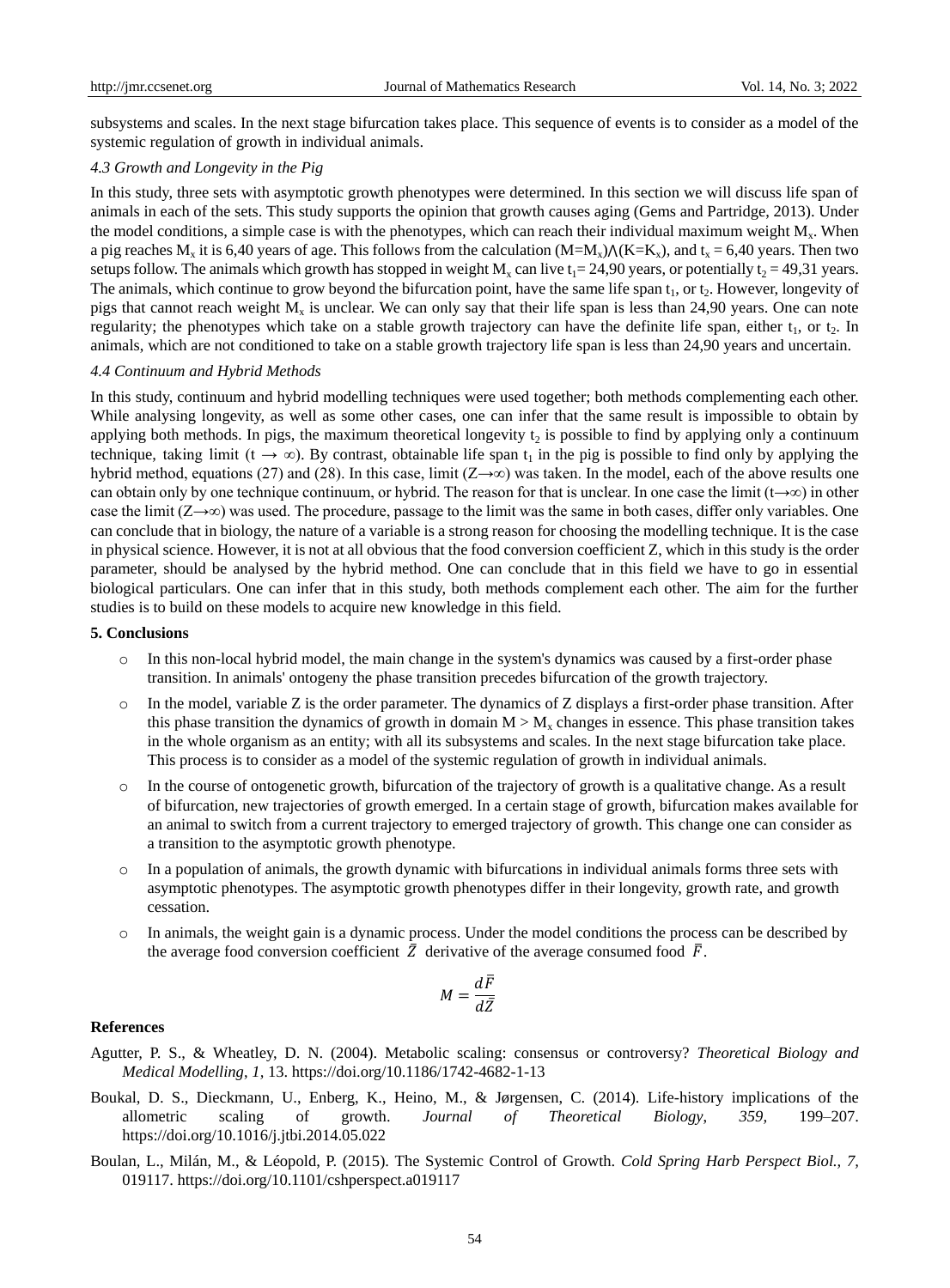subsystems and scales. In the next stage bifurcation takes place. This sequence of events is to consider as a model of the systemic regulation of growth in individual animals.

### *4.3 Growth and Longevity in the Pig*

In this study, three sets with asymptotic growth phenotypes were determined. In this section we will discuss life span of animals in each of the sets. This study supports the opinion that growth causes aging (Gems and Partridge, 2013). Under the model conditions, a simple case is with the phenotypes, which can reach their individual maximum weight $M_x$. When a pig reaches $M_x$ it is 6,40 years of age. This follows from the calculation $(M=M_x)\wedge(K=K_x)$, and $t_x = 6{,}40$ years. Then two setups follow. The animals which growth has stopped in weight $M_x$ can live $t_1 = 24{,}90$ years, or potentially $t_2 = 49{,}31$ years. The animals, which continue to grow beyond the bifurcation point, have the same life span $t_1$, or $t_2$. However, longevity of pigs that cannot reach weight $M_x$ is unclear. We can only say that their life span is less than 24,90 years. One can note regularity; the phenotypes which take on a stable growth trajectory can have the definite life span, either $t_1$, or $t_2$. In animals, which are not conditioned to take on a stable growth trajectory life span is less than 24,90 years and uncertain.

### *4.4 Continuum and Hybrid Methods*

In this study, continuum and hybrid modelling techniques were used together; both methods complementing each other. While analysing longevity, as well as some other cases, one can infer that the same result is impossible to obtain by applying both methods. In pigs, the maximum theoretical longevity $t_2$ is possible to find by applying only a continuum technique, taking limit $(t \to \infty)$. By contrast, obtainable life span $t_1$ in the pig is possible to find only by applying the hybrid method, equations (27) and (28). In this case, limit $(Z\to\infty)$ was taken. In the model, each of the above results one can obtain only by one technique continuum, or hybrid. The reason for that is unclear. In one case the limit $(t\to\infty)$ in other case the limit $(Z\to\infty)$ was used. The procedure, passage to the limit was the same in both cases, differ only variables. One can conclude that in biology, the nature of a variable is a strong reason for choosing the modelling technique. It is the case in physical science. However, it is not at all obvious that the food conversion coefficient Z, which in this study is the order parameter, should be analysed by the hybrid method. One can conclude that in this field we have to go in essential biological particulars. One can infer that in this study, both methods complement each other. The aim for the further studies is to build on these models to acquire new knowledge in this field.

## 5. Conclusions

- In this non-local hybrid model, the main change in the system's dynamics was caused by a first-order phase transition. In animals' ontogeny the phase transition precedes bifurcation of the growth trajectory.
- In the model, variable Z is the order parameter. The dynamics of Z displays a first-order phase transition. After this phase transition the dynamics of growth in domain $M > M_x$ changes in essence. This phase transition takes in the whole organism as an entity; with all its subsystems and scales. In the next stage bifurcation take place. This process is to consider as a model of the systemic regulation of growth in individual animals.
- In the course of ontogenetic growth, bifurcation of the trajectory of growth is a qualitative change. As a result of bifurcation, new trajectories of growth emerged. In a certain stage of growth, bifurcation makes available for an animal to switch from a current trajectory to emerged trajectory of growth. This change one can consider as a transition to the asymptotic growth phenotype.
- In a population of animals, the growth dynamic with bifurcations in individual animals forms three sets with asymptotic phenotypes. The asymptotic growth phenotypes differ in their longevity, growth rate, and growth cessation.
- In animals, the weight gain is a dynamic process. Under the model conditions the process can be described by the average food conversion coefficient $\bar{Z}$ derivative of the average consumed food $\bar{F}$.

$$M = \frac{d\bar{F}}{d\bar{Z}}$$

## References

Agutter, P. S., & Wheatley, D. N. (2004). Metabolic scaling: consensus or controversy? *Theoretical Biology and Medical Modelling*, *1*, 13. https://doi.org/10.1186/1742-4682-1-13

Boukal, D. S., Dieckmann, U., Enberg, K., Heino, M., & Jørgensen, C. (2014). Life-history implications of the allometric scaling of growth. *Journal of Theoretical Biology*, *359*, 199–207. https://doi.org/10.1016/j.jtbi.2014.05.022

Boulan, L., Milán, M., & Léopold, P. (2015). The Systemic Control of Growth. *Cold Spring Harb Perspect Biol.*, *7*, 019117. https://doi.org/10.1101/cshperspect.a019117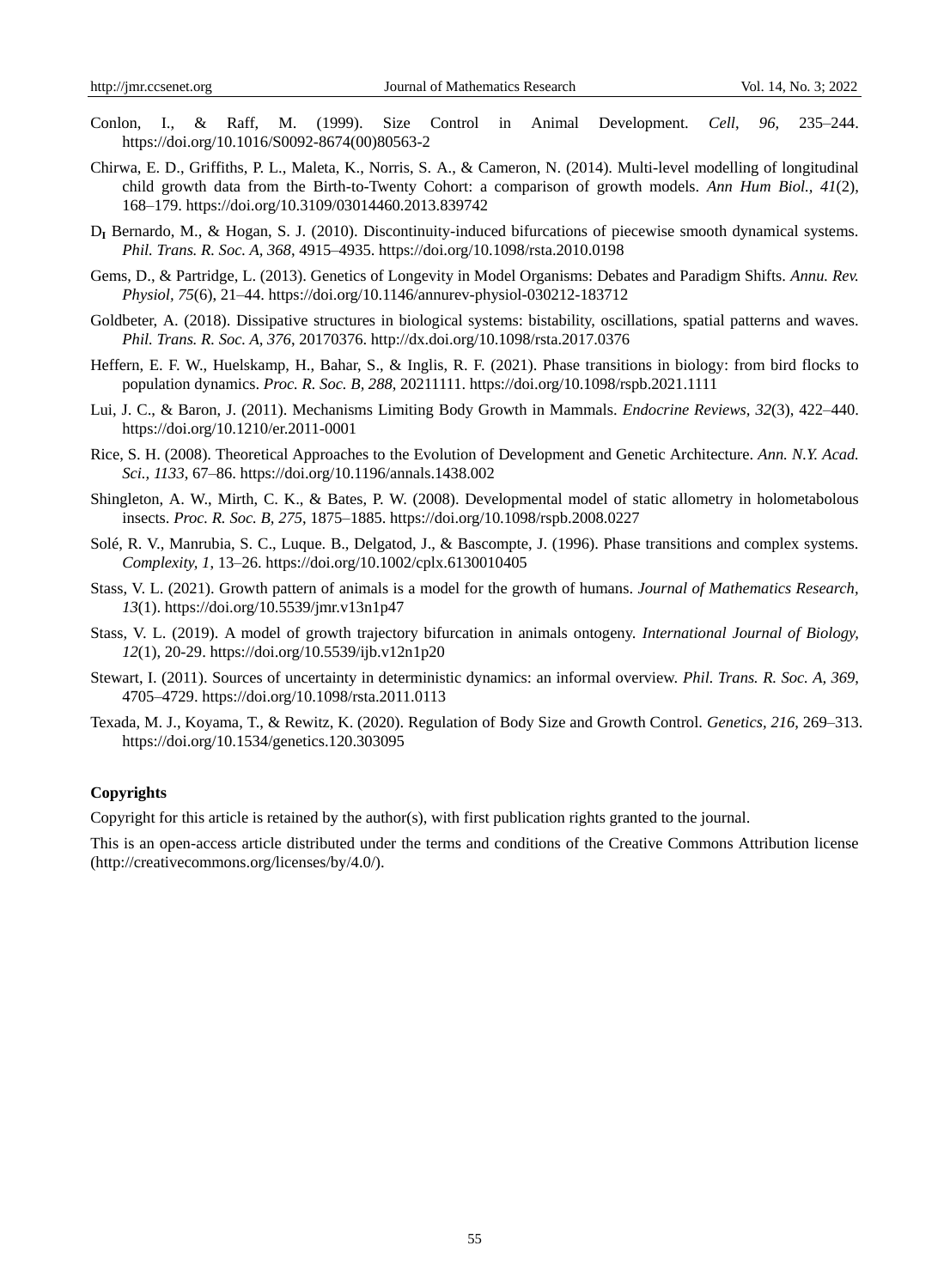Conlon, I., & Raff, M. (1999). Size Control in Animal Development. *Cell*, *96*, 235–244. https://doi.org/10.1016/S0092-8674(00)80563-2

Chirwa, E. D., Griffiths, P. L., Maleta, K., Norris, S. A., & Cameron, N. (2014). Multi-level modelling of longitudinal child growth data from the Birth-to-Twenty Cohort: a comparison of growth models. *Ann Hum Biol., 41*(2), 168–179. https://doi.org/10.3109/03014460.2013.839742

D$_I$ Bernardo, M., & Hogan, S. J. (2010). Discontinuity-induced bifurcations of piecewise smooth dynamical systems. *Phil. Trans. R. Soc. A, 368*, 4915–4935. https://doi.org/10.1098/rsta.2010.0198

Gems, D., & Partridge, L. (2013). Genetics of Longevity in Model Organisms: Debates and Paradigm Shifts. *Annu. Rev. Physiol, 75*(6), 21–44. https://doi.org/10.1146/annurev-physiol-030212-183712

Goldbeter, A. (2018). Dissipative structures in biological systems: bistability, oscillations, spatial patterns and waves. *Phil. Trans. R. Soc. A, 376*, 20170376. http://dx.doi.org/10.1098/rsta.2017.0376

Heffern, E. F. W., Huelskamp, H., Bahar, S., & Inglis, R. F. (2021). Phase transitions in biology: from bird flocks to population dynamics. *Proc. R. Soc. B, 288*, 20211111. https://doi.org/10.1098/rspb.2021.1111

Lui, J. C., & Baron, J. (2011). Mechanisms Limiting Body Growth in Mammals. *Endocrine Reviews, 32*(3), 422–440. https://doi.org/10.1210/er.2011-0001

Rice, S. H. (2008). Theoretical Approaches to the Evolution of Development and Genetic Architecture. *Ann. N.Y. Acad. Sci., 1133*, 67–86. https://doi.org/10.1196/annals.1438.002

Shingleton, A. W., Mirth, C. K., & Bates, P. W. (2008). Developmental model of static allometry in holometabolous insects. *Proc. R. Soc. B, 275*, 1875–1885. https://doi.org/10.1098/rspb.2008.0227

Solé, R. V., Manrubia, S. C., Luque. B., Delgatod, J., & Bascompte, J. (1996). Phase transitions and complex systems. *Complexity, 1*, 13–26. https://doi.org/10.1002/cplx.6130010405

Stass, V. L. (2021). Growth pattern of animals is a model for the growth of humans. *Journal of Mathematics Research, 13*(1). https://doi.org/10.5539/jmr.v13n1p47

Stass, V. L. (2019). A model of growth trajectory bifurcation in animals ontogeny. *International Journal of Biology, 12*(1), 20-29. https://doi.org/10.5539/ijb.v12n1p20

Stewart, I. (2011). Sources of uncertainty in deterministic dynamics: an informal overview. *Phil. Trans. R. Soc. A, 369*, 4705–4729. https://doi.org/10.1098/rsta.2011.0113

Texada, M. J., Koyama, T., & Rewitz, K. (2020). Regulation of Body Size and Growth Control. *Genetics, 216*, 269–313. https://doi.org/10.1534/genetics.120.303095

**Copyrights**

Copyright for this article is retained by the author(s), with first publication rights granted to the journal.

This is an open-access article distributed under the terms and conditions of the Creative Commons Attribution license (http://creativecommons.org/licenses/by/4.0/).